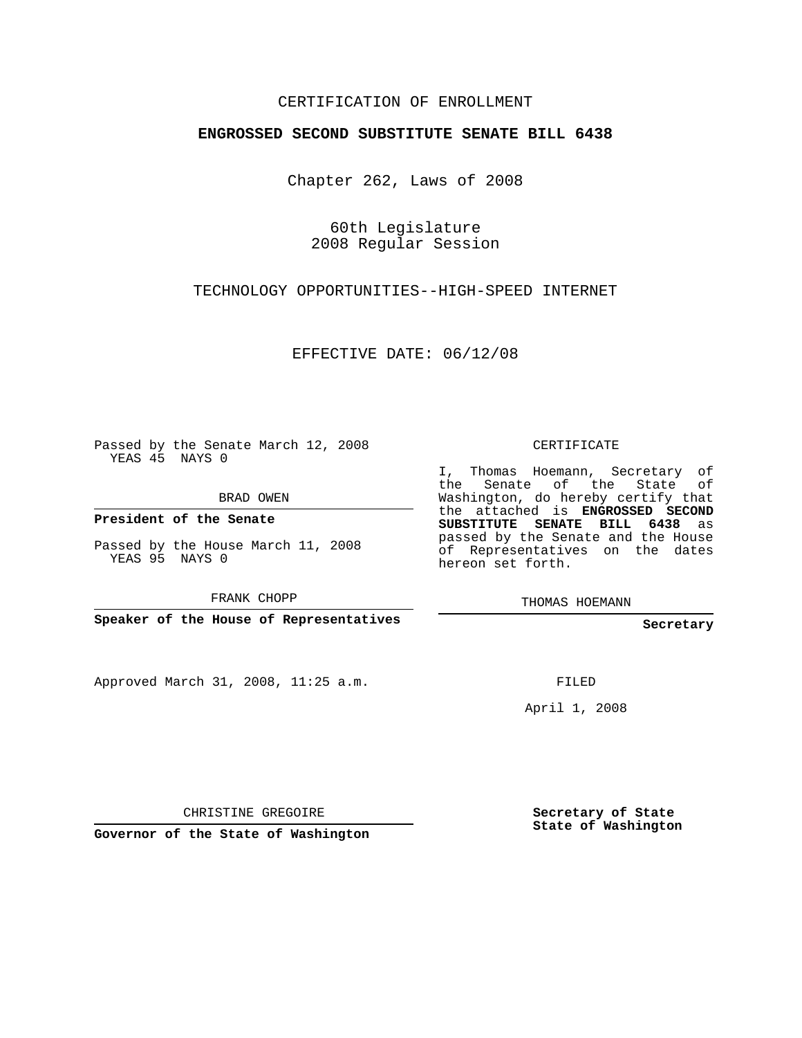CERTIFICATION OF ENROLLMENT

**ENGROSSED SECOND SUBSTITUTE SENATE BILL 6438**

Chapter 262, Laws of 2008

60th Legislature
2008 Regular Session

TECHNOLOGY OPPORTUNITIES--HIGH-SPEED INTERNET

EFFECTIVE DATE: 06/12/08

Passed by the Senate March 12, 2008
YEAS 45 NAYS 0

BRAD OWEN

**President of the Senate**

Passed by the House March 11, 2008
YEAS 95 NAYS 0

FRANK CHOPP

**Speaker of the House of Representatives**

Approved March 31, 2008, 11:25 a.m.

CHRISTINE GREGOIRE

**Governor of the State of Washington**

CERTIFICATE

I, Thomas Hoemann, Secretary of the Senate of the State of Washington, do hereby certify that the attached is **ENGROSSED SECOND SUBSTITUTE SENATE BILL 6438** as passed by the Senate and the House of Representatives on the dates hereon set forth.

THOMAS HOEMANN

**Secretary**

FILED

April 1, 2008

**Secretary of State**
**State of Washington**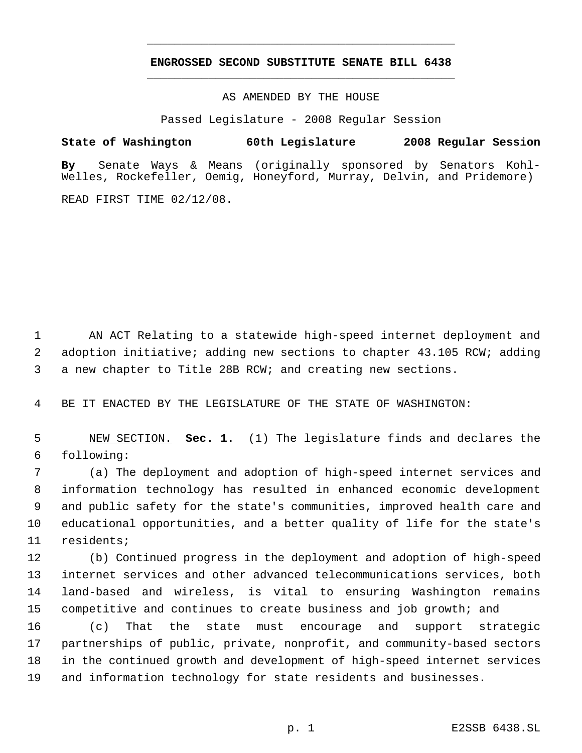# ENGROSSED SECOND SUBSTITUTE SENATE BILL 6438

AS AMENDED BY THE HOUSE

Passed Legislature - 2008 Regular Session

**State of Washington 60th Legislature 2008 Regular Session**

**By** Senate Ways & Means (originally sponsored by Senators Kohl-Welles, Rockefeller, Oemig, Honeyford, Murray, Delvin, and Pridemore)

READ FIRST TIME 02/12/08.

AN ACT Relating to a statewide high-speed internet deployment and adoption initiative; adding new sections to chapter 43.105 RCW; adding a new chapter to Title 28B RCW; and creating new sections.

BE IT ENACTED BY THE LEGISLATURE OF THE STATE OF WASHINGTON:

NEW SECTION. **Sec. 1.** (1) The legislature finds and declares the following:

(a) The deployment and adoption of high-speed internet services and information technology has resulted in enhanced economic development and public safety for the state's communities, improved health care and educational opportunities, and a better quality of life for the state's residents;

(b) Continued progress in the deployment and adoption of high-speed internet services and other advanced telecommunications services, both land-based and wireless, is vital to ensuring Washington remains competitive and continues to create business and job growth; and

(c) That the state must encourage and support strategic partnerships of public, private, nonprofit, and community-based sectors in the continued growth and development of high-speed internet services and information technology for state residents and businesses.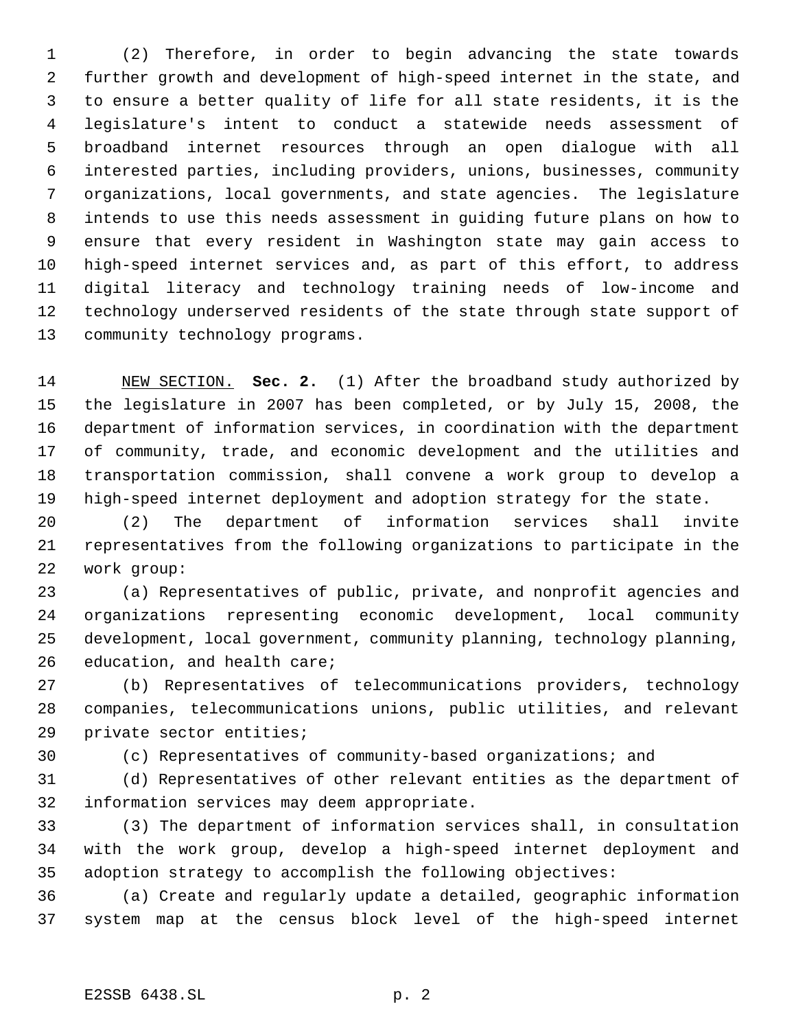(2) Therefore, in order to begin advancing the state towards further growth and development of high-speed internet in the state, and to ensure a better quality of life for all state residents, it is the legislature's intent to conduct a statewide needs assessment of broadband internet resources through an open dialogue with all interested parties, including providers, unions, businesses, community organizations, local governments, and state agencies. The legislature intends to use this needs assessment in guiding future plans on how to ensure that every resident in Washington state may gain access to high-speed internet services and, as part of this effort, to address digital literacy and technology training needs of low-income and technology underserved residents of the state through state support of community technology programs.

NEW SECTION. **Sec. 2.** (1) After the broadband study authorized by the legislature in 2007 has been completed, or by July 15, 2008, the department of information services, in coordination with the department of community, trade, and economic development and the utilities and transportation commission, shall convene a work group to develop a high-speed internet deployment and adoption strategy for the state.

(2) The department of information services shall invite representatives from the following organizations to participate in the work group:

(a) Representatives of public, private, and nonprofit agencies and organizations representing economic development, local community development, local government, community planning, technology planning, education, and health care;

(b) Representatives of telecommunications providers, technology companies, telecommunications unions, public utilities, and relevant private sector entities;

(c) Representatives of community-based organizations; and

(d) Representatives of other relevant entities as the department of information services may deem appropriate.

(3) The department of information services shall, in consultation with the work group, develop a high-speed internet deployment and adoption strategy to accomplish the following objectives:

(a) Create and regularly update a detailed, geographic information system map at the census block level of the high-speed internet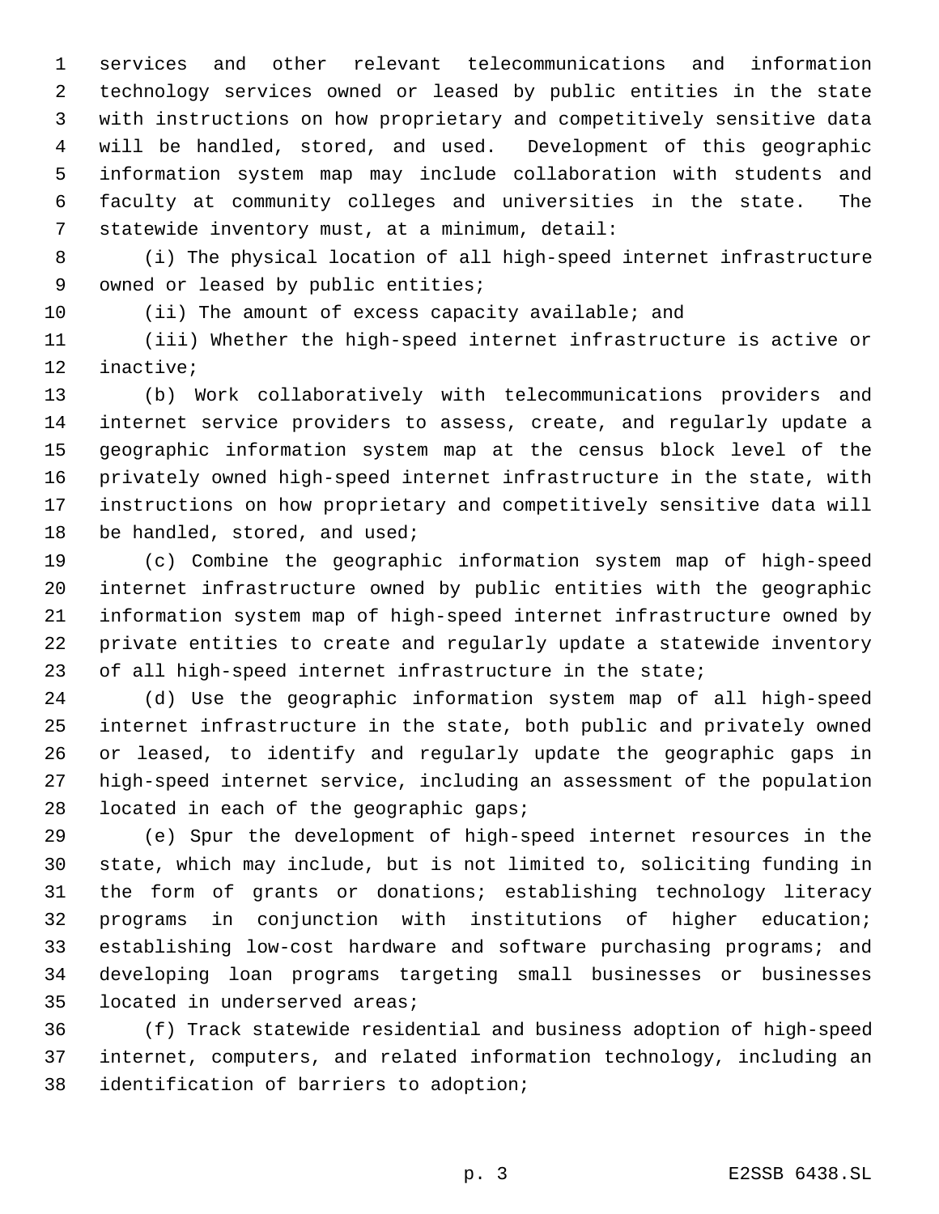services and other relevant telecommunications and information technology services owned or leased by public entities in the state with instructions on how proprietary and competitively sensitive data will be handled, stored, and used. Development of this geographic information system map may include collaboration with students and faculty at community colleges and universities in the state. The statewide inventory must, at a minimum, detail:

(i) The physical location of all high-speed internet infrastructure owned or leased by public entities;

(ii) The amount of excess capacity available; and

(iii) Whether the high-speed internet infrastructure is active or inactive;

(b) Work collaboratively with telecommunications providers and internet service providers to assess, create, and regularly update a geographic information system map at the census block level of the privately owned high-speed internet infrastructure in the state, with instructions on how proprietary and competitively sensitive data will be handled, stored, and used;

(c) Combine the geographic information system map of high-speed internet infrastructure owned by public entities with the geographic information system map of high-speed internet infrastructure owned by private entities to create and regularly update a statewide inventory of all high-speed internet infrastructure in the state;

(d) Use the geographic information system map of all high-speed internet infrastructure in the state, both public and privately owned or leased, to identify and regularly update the geographic gaps in high-speed internet service, including an assessment of the population located in each of the geographic gaps;

(e) Spur the development of high-speed internet resources in the state, which may include, but is not limited to, soliciting funding in the form of grants or donations; establishing technology literacy programs in conjunction with institutions of higher education; establishing low-cost hardware and software purchasing programs; and developing loan programs targeting small businesses or businesses located in underserved areas;

(f) Track statewide residential and business adoption of high-speed internet, computers, and related information technology, including an identification of barriers to adoption;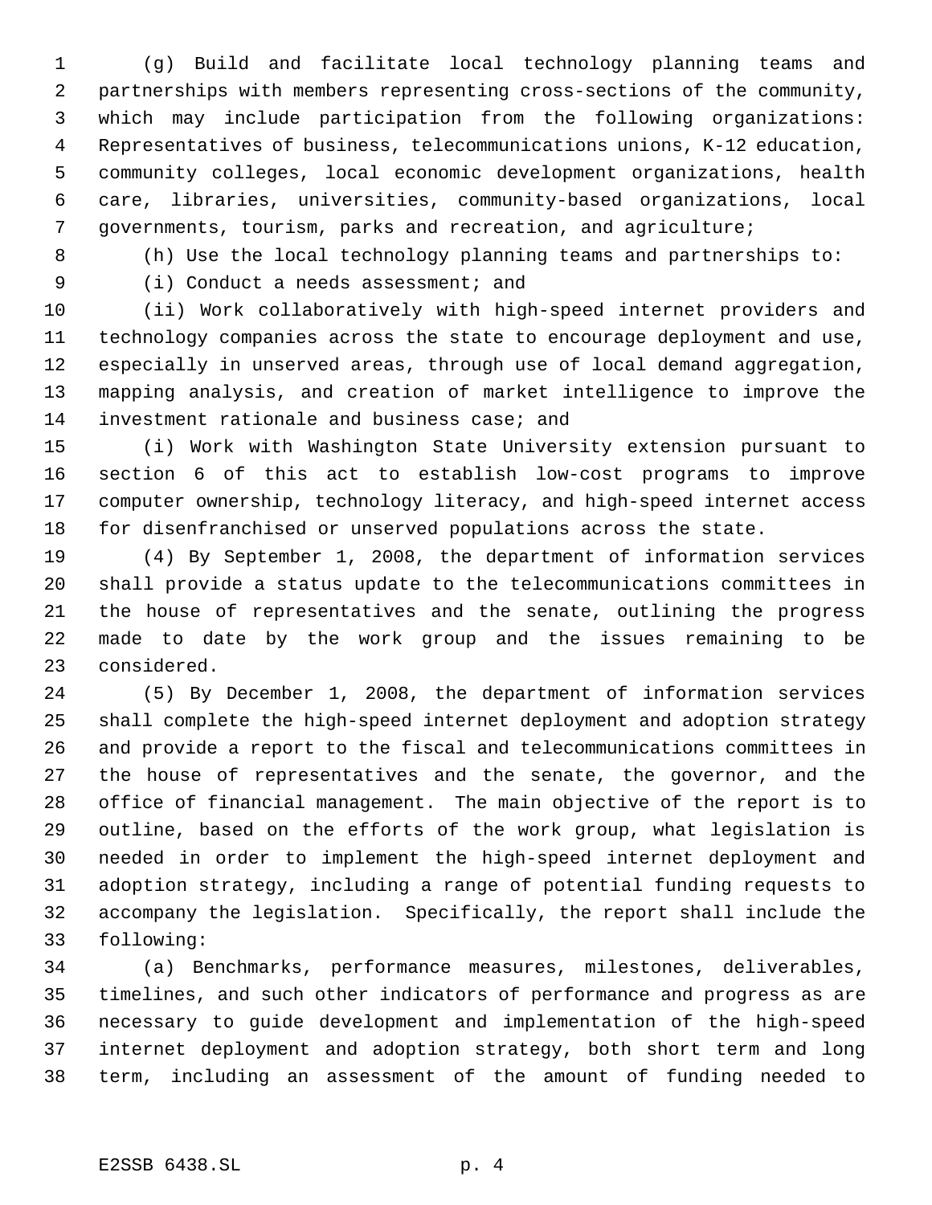(g) Build and facilitate local technology planning teams and partnerships with members representing cross-sections of the community, which may include participation from the following organizations: Representatives of business, telecommunications unions, K-12 education, community colleges, local economic development organizations, health care, libraries, universities, community-based organizations, local governments, tourism, parks and recreation, and agriculture;

(h) Use the local technology planning teams and partnerships to:

(i) Conduct a needs assessment; and

(ii) Work collaboratively with high-speed internet providers and technology companies across the state to encourage deployment and use, especially in unserved areas, through use of local demand aggregation, mapping analysis, and creation of market intelligence to improve the investment rationale and business case; and

(i) Work with Washington State University extension pursuant to section 6 of this act to establish low-cost programs to improve computer ownership, technology literacy, and high-speed internet access for disenfranchised or unserved populations across the state.

(4) By September 1, 2008, the department of information services shall provide a status update to the telecommunications committees in the house of representatives and the senate, outlining the progress made to date by the work group and the issues remaining to be considered.

(5) By December 1, 2008, the department of information services shall complete the high-speed internet deployment and adoption strategy and provide a report to the fiscal and telecommunications committees in the house of representatives and the senate, the governor, and the office of financial management. The main objective of the report is to outline, based on the efforts of the work group, what legislation is needed in order to implement the high-speed internet deployment and adoption strategy, including a range of potential funding requests to accompany the legislation. Specifically, the report shall include the following:

(a) Benchmarks, performance measures, milestones, deliverables, timelines, and such other indicators of performance and progress as are necessary to guide development and implementation of the high-speed internet deployment and adoption strategy, both short term and long term, including an assessment of the amount of funding needed to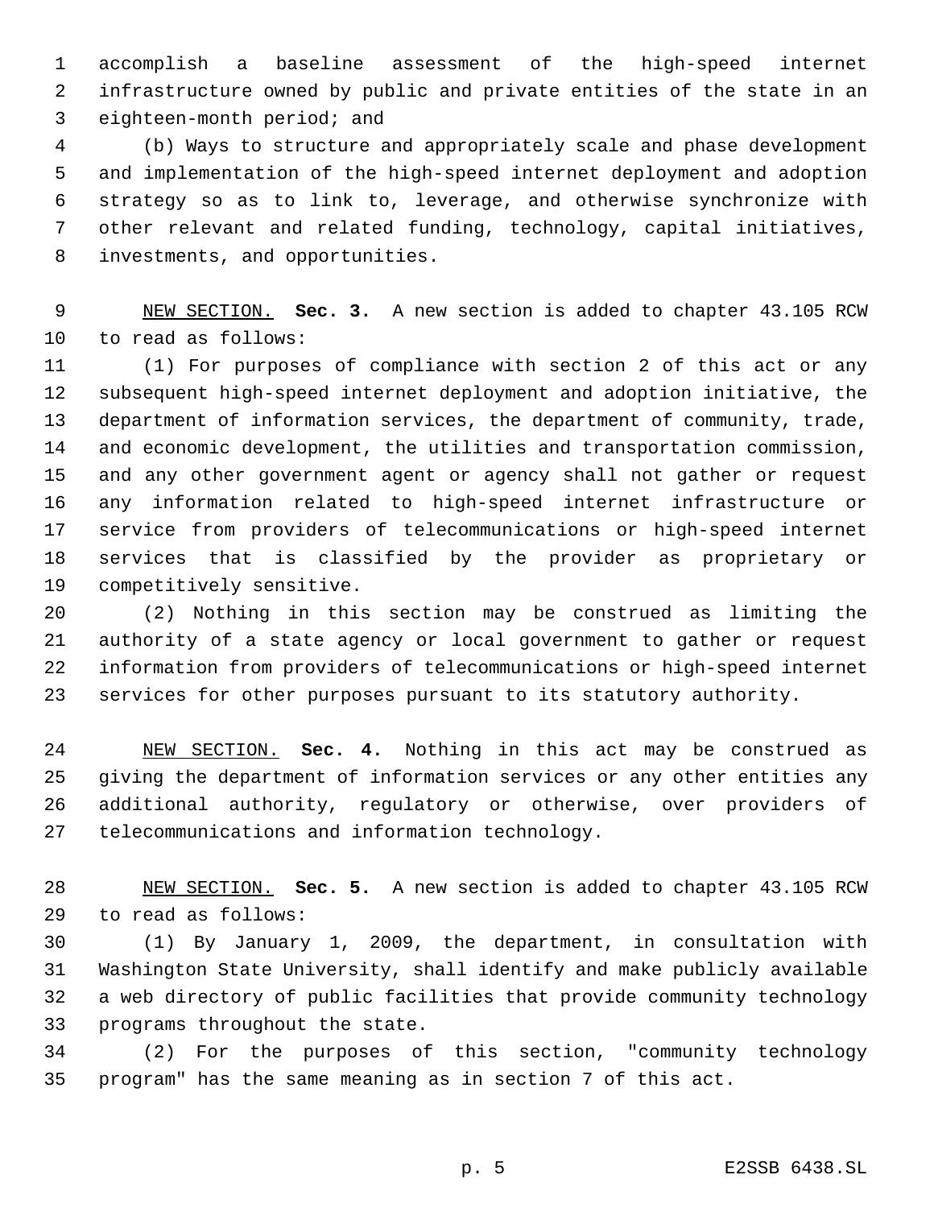accomplish a baseline assessment of the high-speed internet infrastructure owned by public and private entities of the state in an eighteen-month period; and

(b) Ways to structure and appropriately scale and phase development and implementation of the high-speed internet deployment and adoption strategy so as to link to, leverage, and otherwise synchronize with other relevant and related funding, technology, capital initiatives, investments, and opportunities.

NEW SECTION. **Sec. 3.** A new section is added to chapter 43.105 RCW to read as follows:

(1) For purposes of compliance with section 2 of this act or any subsequent high-speed internet deployment and adoption initiative, the department of information services, the department of community, trade, and economic development, the utilities and transportation commission, and any other government agent or agency shall not gather or request any information related to high-speed internet infrastructure or service from providers of telecommunications or high-speed internet services that is classified by the provider as proprietary or competitively sensitive.

(2) Nothing in this section may be construed as limiting the authority of a state agency or local government to gather or request information from providers of telecommunications or high-speed internet services for other purposes pursuant to its statutory authority.

NEW SECTION. **Sec. 4.** Nothing in this act may be construed as giving the department of information services or any other entities any additional authority, regulatory or otherwise, over providers of telecommunications and information technology.

NEW SECTION. **Sec. 5.** A new section is added to chapter 43.105 RCW to read as follows:

(1) By January 1, 2009, the department, in consultation with Washington State University, shall identify and make publicly available a web directory of public facilities that provide community technology programs throughout the state.

(2) For the purposes of this section, "community technology program" has the same meaning as in section 7 of this act.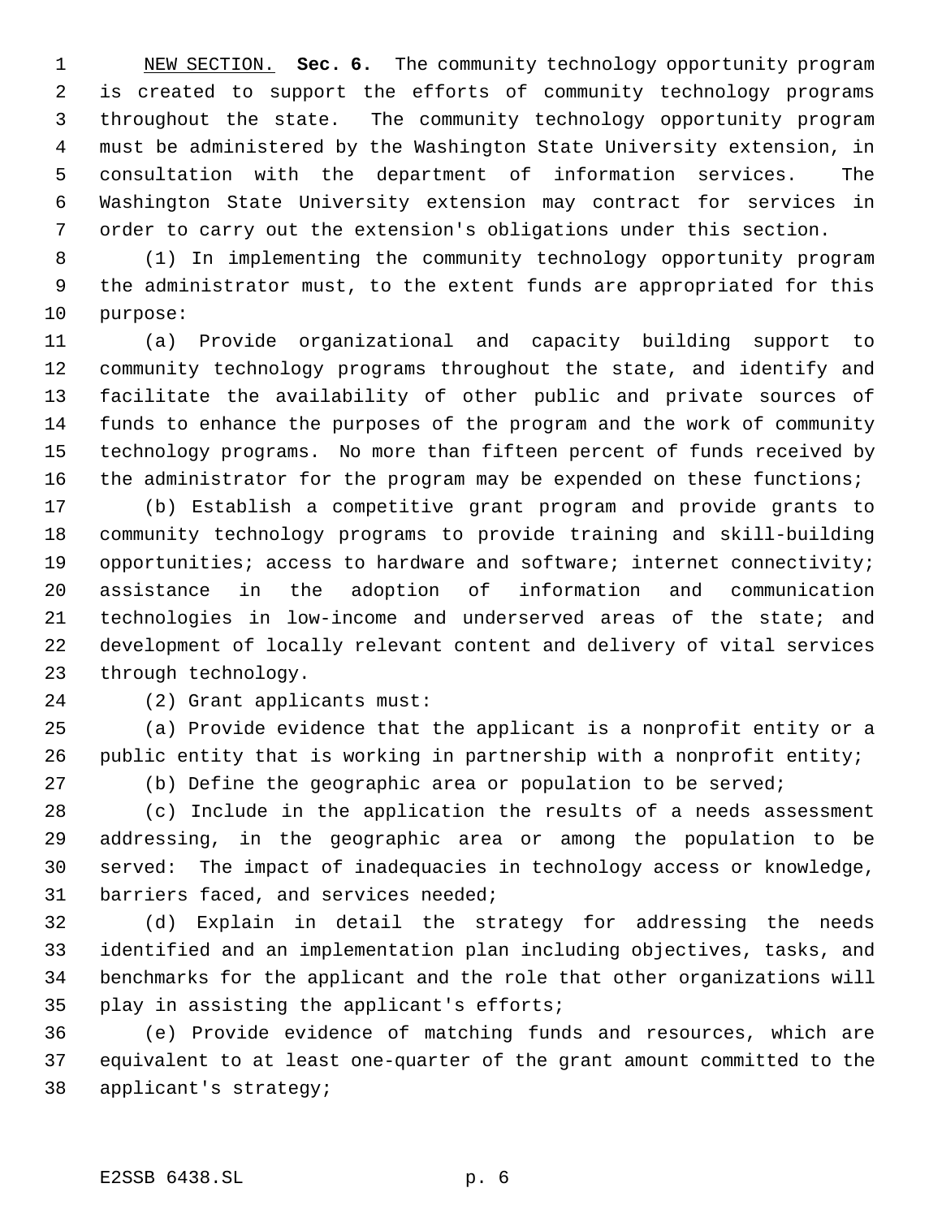NEW SECTION. **Sec. 6.** The community technology opportunity program is created to support the efforts of community technology programs throughout the state. The community technology opportunity program must be administered by the Washington State University extension, in consultation with the department of information services. The Washington State University extension may contract for services in order to carry out the extension's obligations under this section.

(1) In implementing the community technology opportunity program the administrator must, to the extent funds are appropriated for this purpose:

(a) Provide organizational and capacity building support to community technology programs throughout the state, and identify and facilitate the availability of other public and private sources of funds to enhance the purposes of the program and the work of community technology programs. No more than fifteen percent of funds received by the administrator for the program may be expended on these functions;

(b) Establish a competitive grant program and provide grants to community technology programs to provide training and skill-building opportunities; access to hardware and software; internet connectivity; assistance in the adoption of information and communication technologies in low-income and underserved areas of the state; and development of locally relevant content and delivery of vital services through technology.

(2) Grant applicants must:

(a) Provide evidence that the applicant is a nonprofit entity or a public entity that is working in partnership with a nonprofit entity;

(b) Define the geographic area or population to be served;

(c) Include in the application the results of a needs assessment addressing, in the geographic area or among the population to be served: The impact of inadequacies in technology access or knowledge, barriers faced, and services needed;

(d) Explain in detail the strategy for addressing the needs identified and an implementation plan including objectives, tasks, and benchmarks for the applicant and the role that other organizations will play in assisting the applicant's efforts;

(e) Provide evidence of matching funds and resources, which are equivalent to at least one-quarter of the grant amount committed to the applicant's strategy;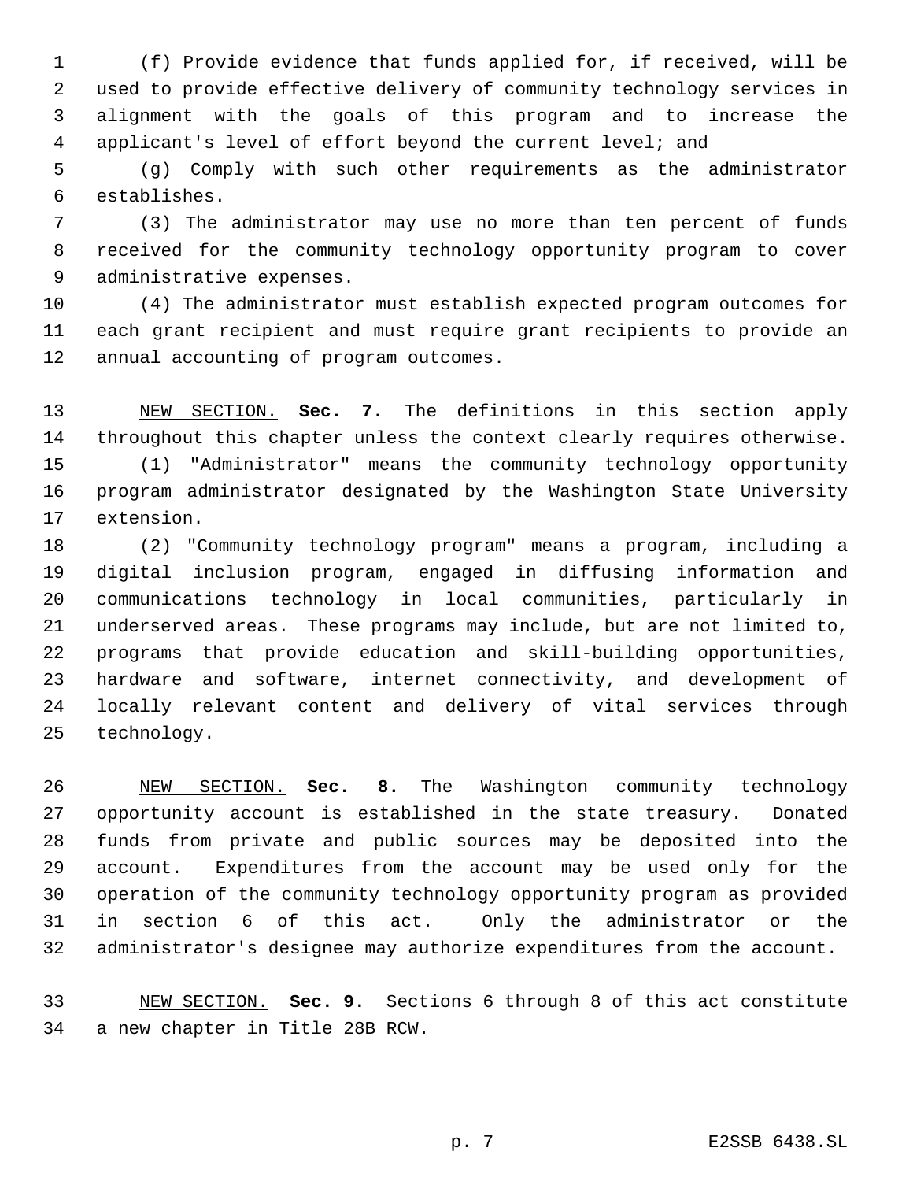(f) Provide evidence that funds applied for, if received, will be used to provide effective delivery of community technology services in alignment with the goals of this program and to increase the applicant's level of effort beyond the current level; and

(g) Comply with such other requirements as the administrator establishes.

(3) The administrator may use no more than ten percent of funds received for the community technology opportunity program to cover administrative expenses.

(4) The administrator must establish expected program outcomes for each grant recipient and must require grant recipients to provide an annual accounting of program outcomes.

NEW SECTION. **Sec. 7.** The definitions in this section apply throughout this chapter unless the context clearly requires otherwise.

(1) "Administrator" means the community technology opportunity program administrator designated by the Washington State University extension.

(2) "Community technology program" means a program, including a digital inclusion program, engaged in diffusing information and communications technology in local communities, particularly in underserved areas. These programs may include, but are not limited to, programs that provide education and skill-building opportunities, hardware and software, internet connectivity, and development of locally relevant content and delivery of vital services through technology.

NEW SECTION. **Sec. 8.** The Washington community technology opportunity account is established in the state treasury. Donated funds from private and public sources may be deposited into the account. Expenditures from the account may be used only for the operation of the community technology opportunity program as provided in section 6 of this act. Only the administrator or the administrator's designee may authorize expenditures from the account.

NEW SECTION. **Sec. 9.** Sections 6 through 8 of this act constitute a new chapter in Title 28B RCW.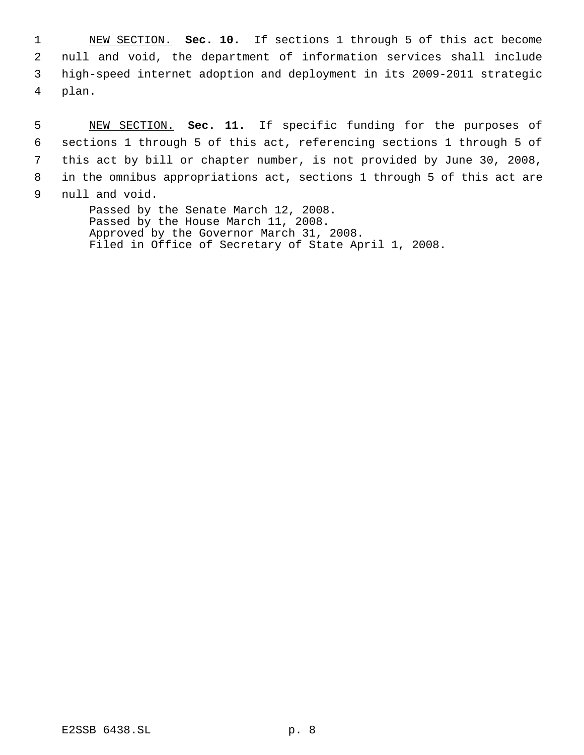NEW SECTION. **Sec. 10.** If sections 1 through 5 of this act become null and void, the department of information services shall include high-speed internet adoption and deployment in its 2009-2011 strategic plan.

NEW SECTION. **Sec. 11.** If specific funding for the purposes of sections 1 through 5 of this act, referencing sections 1 through 5 of this act by bill or chapter number, is not provided by June 30, 2008, in the omnibus appropriations act, sections 1 through 5 of this act are null and void.

Passed by the Senate March 12, 2008.
Passed by the House March 11, 2008.
Approved by the Governor March 31, 2008.
Filed in Office of Secretary of State April 1, 2008.